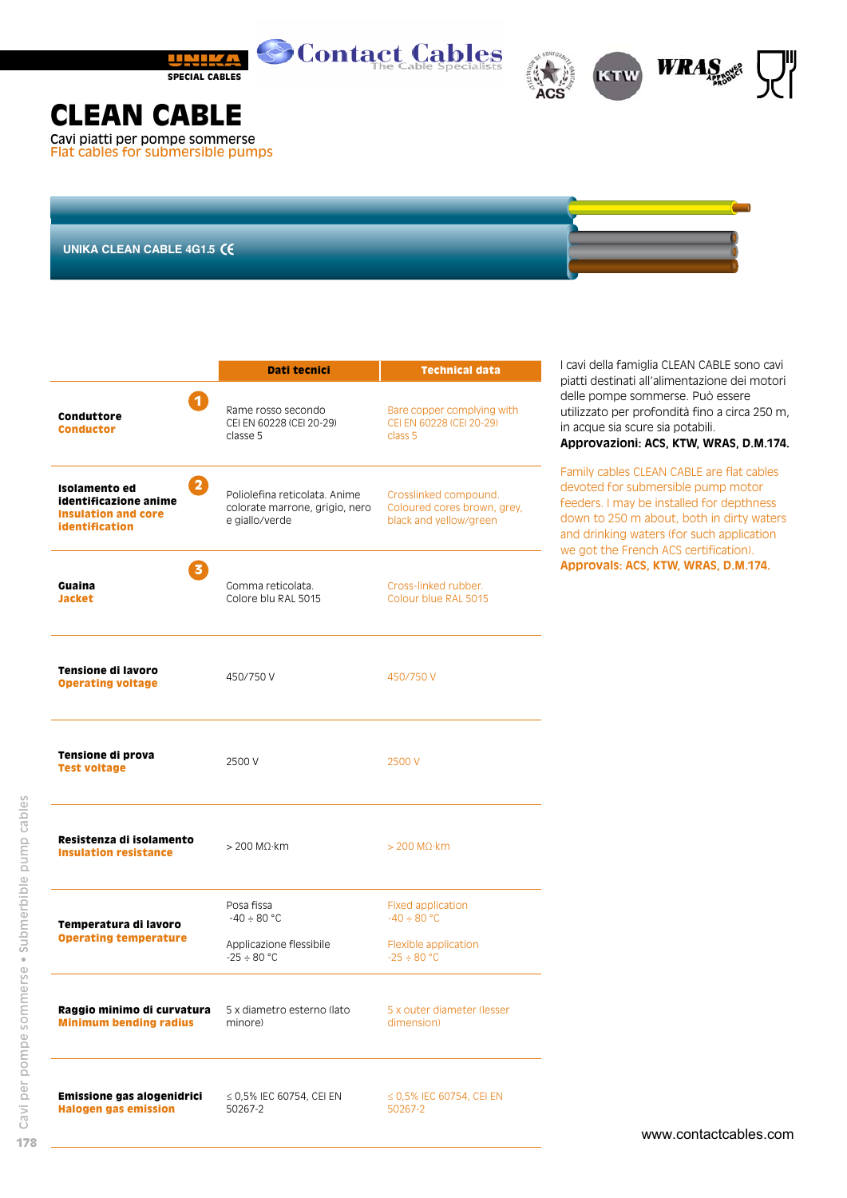# CLEAN CABLE

Cavi piatti per pompe sommerse
Flat cables for submersible pumps

UNIKA CLEAN CABLE 4G1.5 CE

| | Dati tecnici | Technical data |
|---|---|---|
| **Conduttore** **Conductor** (1) | Rame rosso secondo CEI EN 60228 (CEI 20-29) classe 5 | Bare copper complying with CEI EN 60228 (CEI 20-29) class 5 |
| **Isolamento ed identificazione anime** **Insulation and core identification** (2) | Poliolefina reticolata. Anime colorate marrone, grigio, nero e giallo/verde | Crosslinked compound. Coloured cores brown, grey, black and yellow/green |
| **Guaina** **Jacket** (3) | Gomma reticolata. Colore blu RAL 5015 | Cross-linked rubber. Colour blue RAL 5015 |
| **Tensione di lavoro** **Operating voltage** | 450/750 V | 450/750 V |
| **Tensione di prova** **Test voltage** | 2500 V | 2500 V |
| **Resistenza di isolamento** **Insulation resistance** | > 200 MΩ·km | > 200 MΩ·km |
| **Temperatura di lavoro** **Operating temperature** | Posa fissa -40 ÷ 80 °C<br>Applicazione flessibile -25 ÷ 80 °C | Fixed application -40 ÷ 80 °C<br>Flexible application -25 ÷ 80 °C |
| **Raggio minimo di curvatura** **Minimum bending radius** | 5 x diametro esterno (lato minore) | 5 x outer diameter (lesser dimension) |
| **Emissione gas alogenidrici** **Halogen gas emission** | ≤ 0,5% IEC 60754, CEI EN 50267-2 | ≤ 0,5% IEC 60754, CEI EN 50267-2 |

I cavi della famiglia CLEAN CABLE sono cavi piatti destinati all'alimentazione dei motori delle pompe sommerse. Può essere utilizzato per profondità fino a circa 250 m, in acque sia scure sia potabili.
**Approvazioni: ACS, KTW, WRAS, D.M.174.**

Family cables CLEAN CABLE are flat cables devoted for submersible pump motor feeders. I may be installed for depthness down to 250 m about, both in dirty waters and drinking waters (for such application we got the French ACS certification).
**Approvals: ACS, KTW, WRAS, D.M.174.**

www.contactcables.com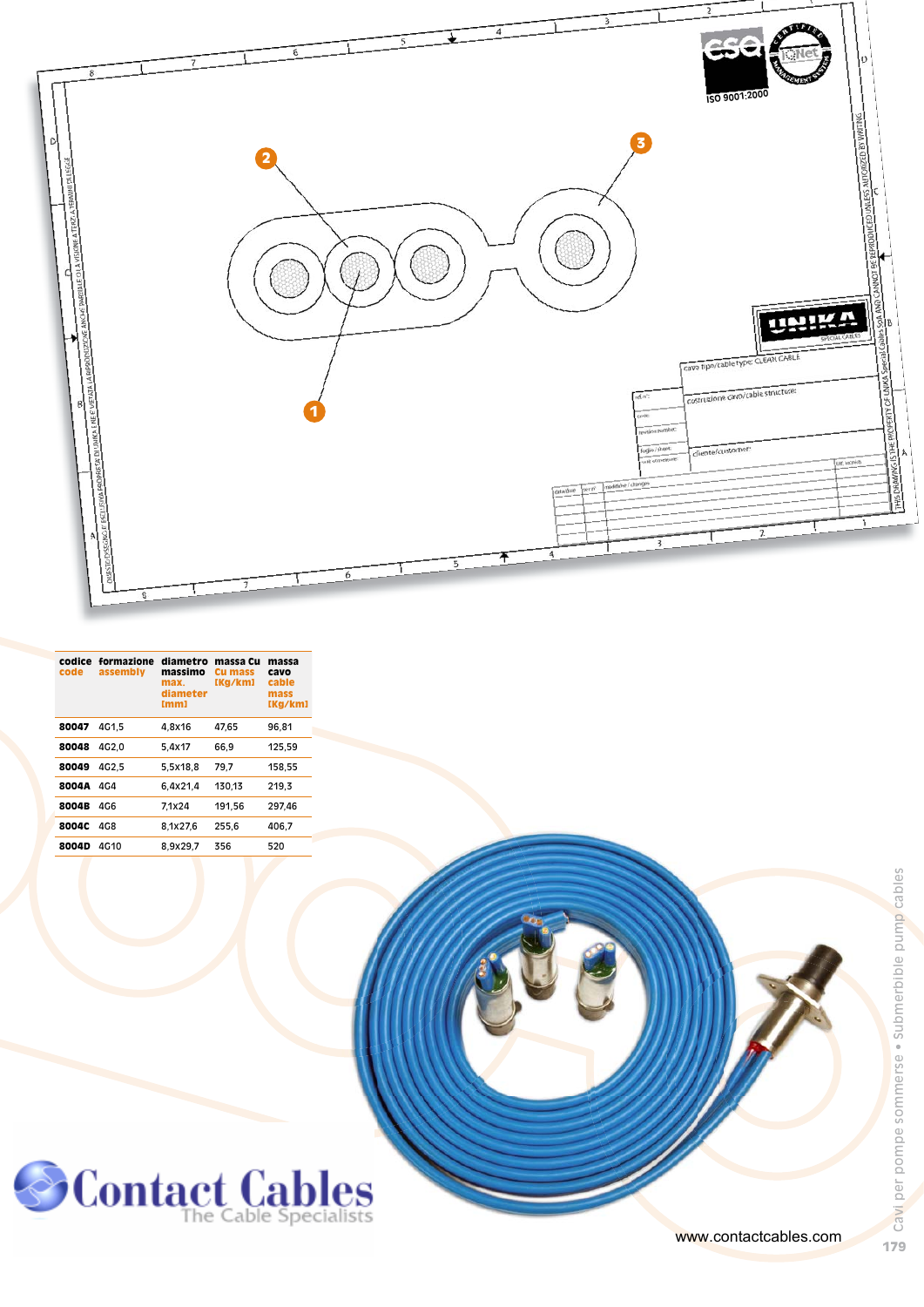| codice code | formazione assembly | diametro massimo max. diameter [mm] | massa Cu Cu mass [Kg/km] | massa cavo cable mass [Kg/km] |
|---|---|---|---|---|
| 80047 | 4G1,5 | 4,8x16 | 47,65 | 96,81 |
| 80048 | 4G2,0 | 5,4x17 | 66,9 | 125,59 |
| 80049 | 4G2,5 | 5,5x18,8 | 79,7 | 158,55 |
| 8004A | 4G4 | 6,4x21,4 | 130,13 | 219,3 |
| 8004B | 4G6 | 7,1x24 | 191,56 | 297,46 |
| 8004C | 4G8 | 8,1x27,6 | 255,6 | 406,7 |
| 8004D | 4G10 | 8,9x29,7 | 356 | 520 |

Cavi per pompe sommerse • Submerbible pump cables

Contact Cables
The Cable Specialists

www.contactcables.com